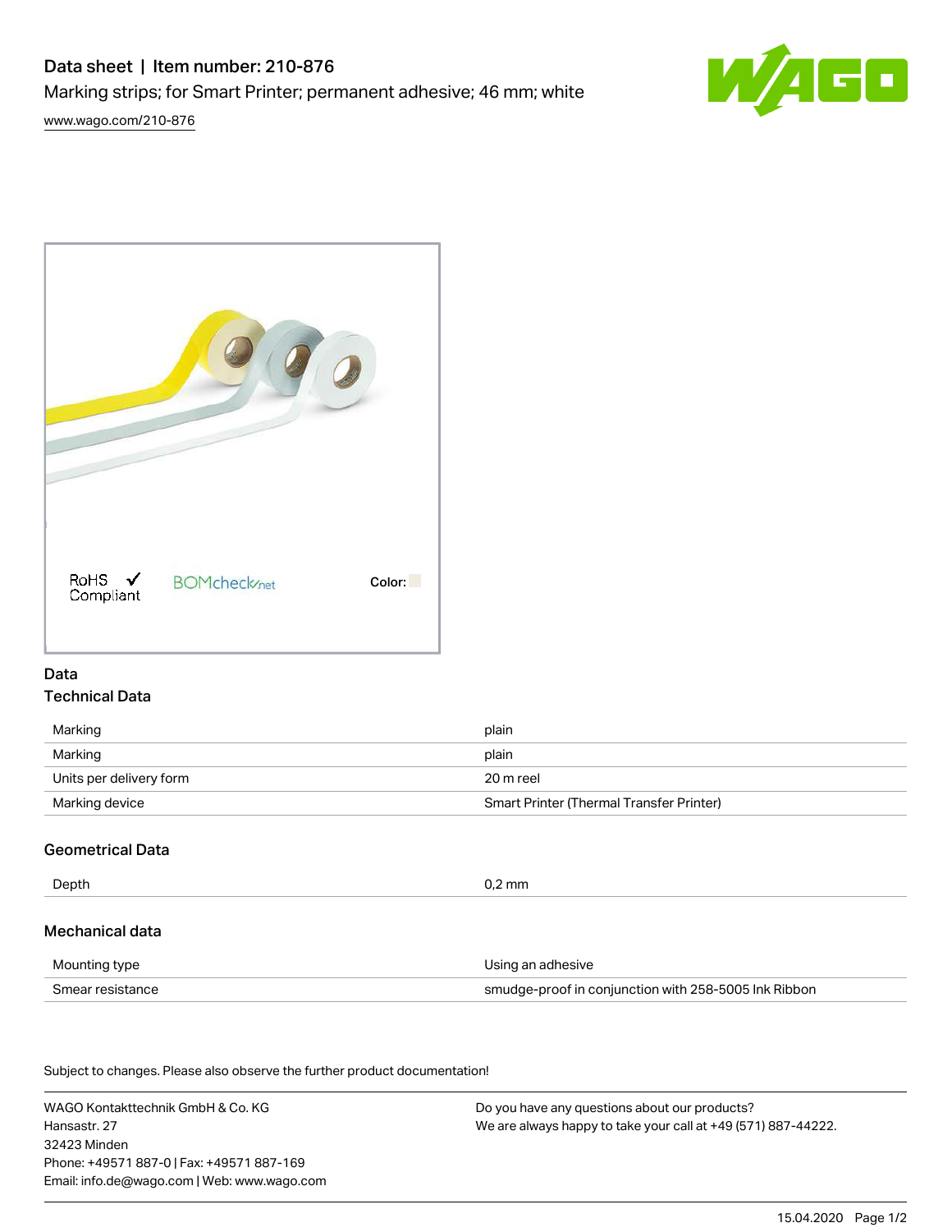# Data sheet | Item number: 210-876

Marking strips; for Smart Printer; permanent adhesive; 46 mm; white

www.wago.com/210-876

RoHS Compliant

BOMcheck.net

Color:

## Data

### Technical Data

| | |
|---|---|
| Marking | plain |
| Marking | plain |
| Units per delivery form | 20 m reel |
| Marking device | Smart Printer (Thermal Transfer Printer) |

### Geometrical Data

| | |
|---|---|
| Depth | 0,2 mm |

### Mechanical data

| | |
|---|---|
| Mounting type | Using an adhesive |
| Smear resistance | smudge-proof in conjunction with 258-5005 Ink Ribbon |

Subject to changes. Please also observe the further product documentation!

WAGO Kontakttechnik GmbH & Co. KG
Hansastr. 27
32423 Minden
Phone: +49571 887-0 | Fax: +49571 887-169
Email: info.de@wago.com | Web: www.wago.com

Do you have any questions about our products?
We are always happy to take your call at +49 (571) 887-44222.

15.04.2020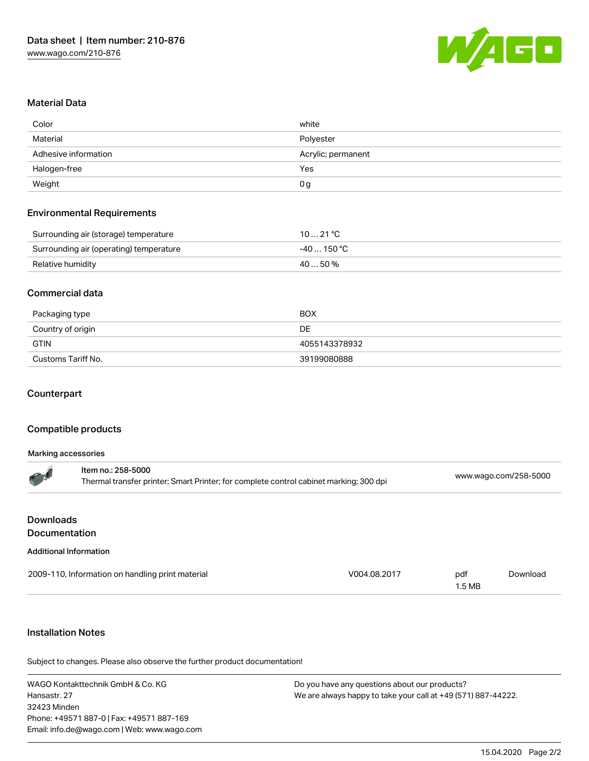## Material Data

| | |
|---|---|
| Color | white |
| Material | Polyester |
| Adhesive information | Acrylic; permanent |
| Halogen-free | Yes |
| Weight | 0 g |

## Environmental Requirements

| | |
|---|---|
| Surrounding air (storage) temperature | 10 … 21 °C |
| Surrounding air (operating) temperature | -40 … 150 °C |
| Relative humidity | 40 … 50 % |

## Commercial data

| | |
|---|---|
| Packaging type | BOX |
| Country of origin | DE |
| GTIN | 4055143378932 |
| Customs Tariff No. | 39199080888 |

## Counterpart

## Compatible products

#### Marking accessories

| | |
|---|---|
| **Item no.: 258-5000**<br>Thermal transfer printer; Smart Printer; for complete control cabinet marking; 300 dpi | www.wago.com/258-5000 |

## Downloads
## Documentation

#### Additional Information

| | | | |
|---|---|---|---|
| 2009-110, Information on handling print material | V004.08.2017 | pdf<br>1.5 MB | Download |

## Installation Notes

Subject to changes. Please also observe the further product documentation!

WAGO Kontakttechnik GmbH & Co. KG
Hansastr. 27
32423 Minden
Phone: +49571 887-0 | Fax: +49571 887-169
Email: info.de@wago.com | Web: www.wago.com

Do you have any questions about our products?
We are always happy to take your call at +49 (571) 887-44222.